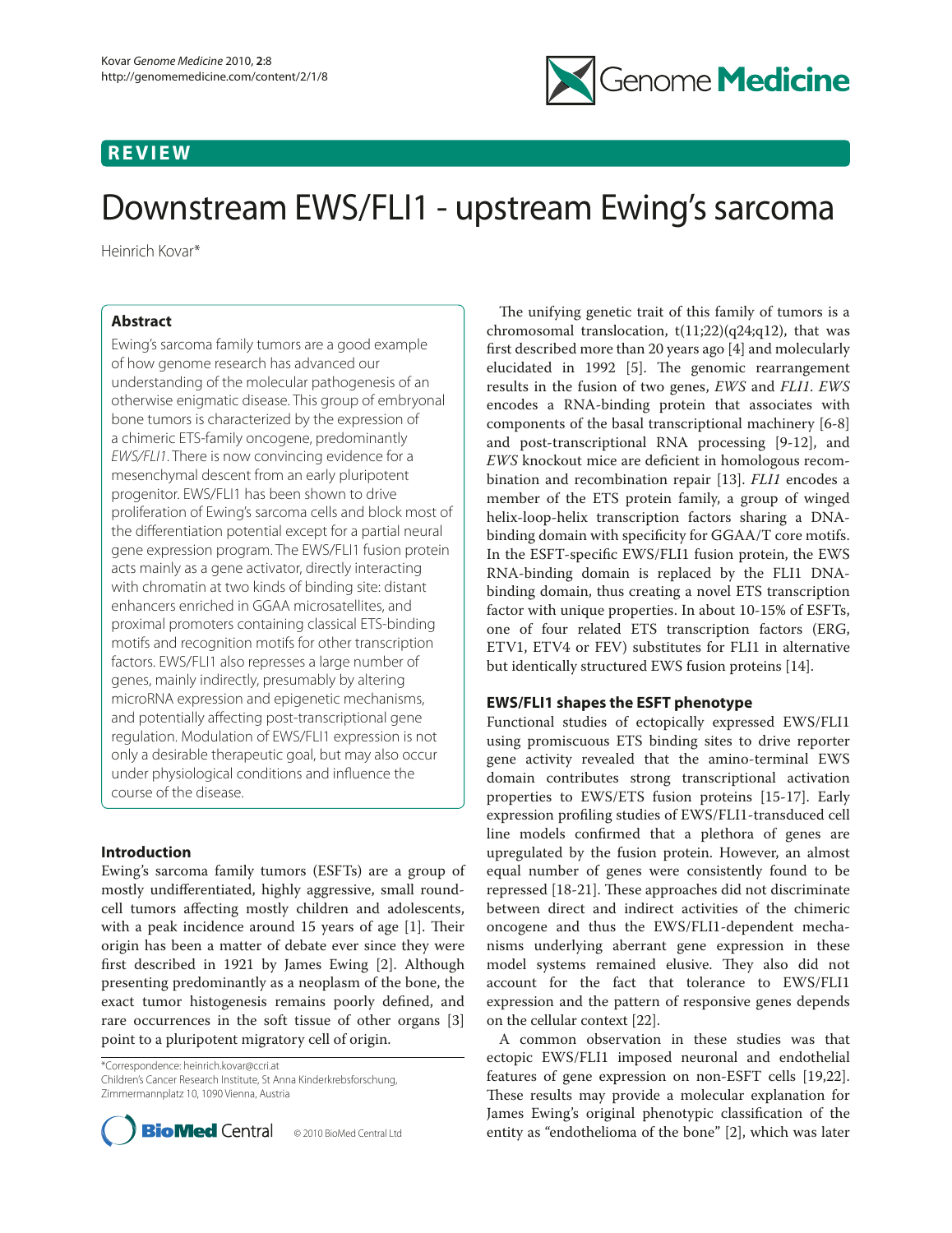REVIEW

# Downstream EWS/FLI1 - upstream Ewing's sarcoma

Heinrich Kovar*

## Abstract

Ewing's sarcoma family tumors are a good example of how genome research has advanced our understanding of the molecular pathogenesis of an otherwise enigmatic disease. This group of embryonal bone tumors is characterized by the expression of a chimeric ETS-family oncogene, predominantly *EWS/FLI1*. There is now convincing evidence for a mesenchymal descent from an early pluripotent progenitor. EWS/FLI1 has been shown to drive proliferation of Ewing's sarcoma cells and block most of the differentiation potential except for a partial neural gene expression program. The EWS/FLI1 fusion protein acts mainly as a gene activator, directly interacting with chromatin at two kinds of binding site: distant enhancers enriched in GGAA microsatellites, and proximal promoters containing classical ETS-binding motifs and recognition motifs for other transcription factors. EWS/FLI1 also represses a large number of genes, mainly indirectly, presumably by altering microRNA expression and epigenetic mechanisms, and potentially affecting post-transcriptional gene regulation. Modulation of EWS/FLI1 expression is not only a desirable therapeutic goal, but may also occur under physiological conditions and influence the course of the disease.

## Introduction

Ewing's sarcoma family tumors (ESFTs) are a group of mostly undifferentiated, highly aggressive, small round-cell tumors affecting mostly children and adolescents, with a peak incidence around 15 years of age [1]. Their origin has been a matter of debate ever since they were first described in 1921 by James Ewing [2]. Although presenting predominantly as a neoplasm of the bone, the exact tumor histogenesis remains poorly defined, and rare occurrences in the soft tissue of other organs [3] point to a pluripotent migratory cell of origin.

*Correspondence: heinrich.kovar@ccri.at
Children's Cancer Research Institute, St Anna Kinderkrebsforschung, Zimmermannplatz 10, 1090 Vienna, Austria

© 2010 BioMed Central Ltd

The unifying genetic trait of this family of tumors is a chromosomal translocation, t(11;22)(q24;q12), that was first described more than 20 years ago [4] and molecularly elucidated in 1992 [5]. The genomic rearrangement results in the fusion of two genes, *EWS* and *FLI1*. *EWS* encodes a RNA-binding protein that associates with components of the basal transcriptional machinery [6-8] and post-transcriptional RNA processing [9-12], and *EWS* knockout mice are deficient in homologous recombination and recombination repair [13]. *FLI1* encodes a member of the ETS protein family, a group of winged helix-loop-helix transcription factors sharing a DNA-binding domain with specificity for GGAA/T core motifs. In the ESFT-specific EWS/FLI1 fusion protein, the EWS RNA-binding domain is replaced by the FLI1 DNA-binding domain, thus creating a novel ETS transcription factor with unique properties. In about 10-15% of ESFTs, one of four related ETS transcription factors (ERG, ETV1, ETV4 or FEV) substitutes for FLI1 in alternative but identically structured EWS fusion proteins [14].

## EWS/FLI1 shapes the ESFT phenotype

Functional studies of ectopically expressed EWS/FLI1 using promiscuous ETS binding sites to drive reporter gene activity revealed that the amino-terminal EWS domain contributes strong transcriptional activation properties to EWS/ETS fusion proteins [15-17]. Early expression profiling studies of EWS/FLI1-transduced cell line models confirmed that a plethora of genes are upregulated by the fusion protein. However, an almost equal number of genes were consistently found to be repressed [18-21]. These approaches did not discriminate between direct and indirect activities of the chimeric oncogene and thus the EWS/FLI1-dependent mechanisms underlying aberrant gene expression in these model systems remained elusive. They also did not account for the fact that tolerance to EWS/FLI1 expression and the pattern of responsive genes depends on the cellular context [22].

A common observation in these studies was that ectopic EWS/FLI1 imposed neuronal and endothelial features of gene expression on non-ESFT cells [19,22]. These results may provide a molecular explanation for James Ewing's original phenotypic classification of the entity as "endothelioma of the bone" [2], which was later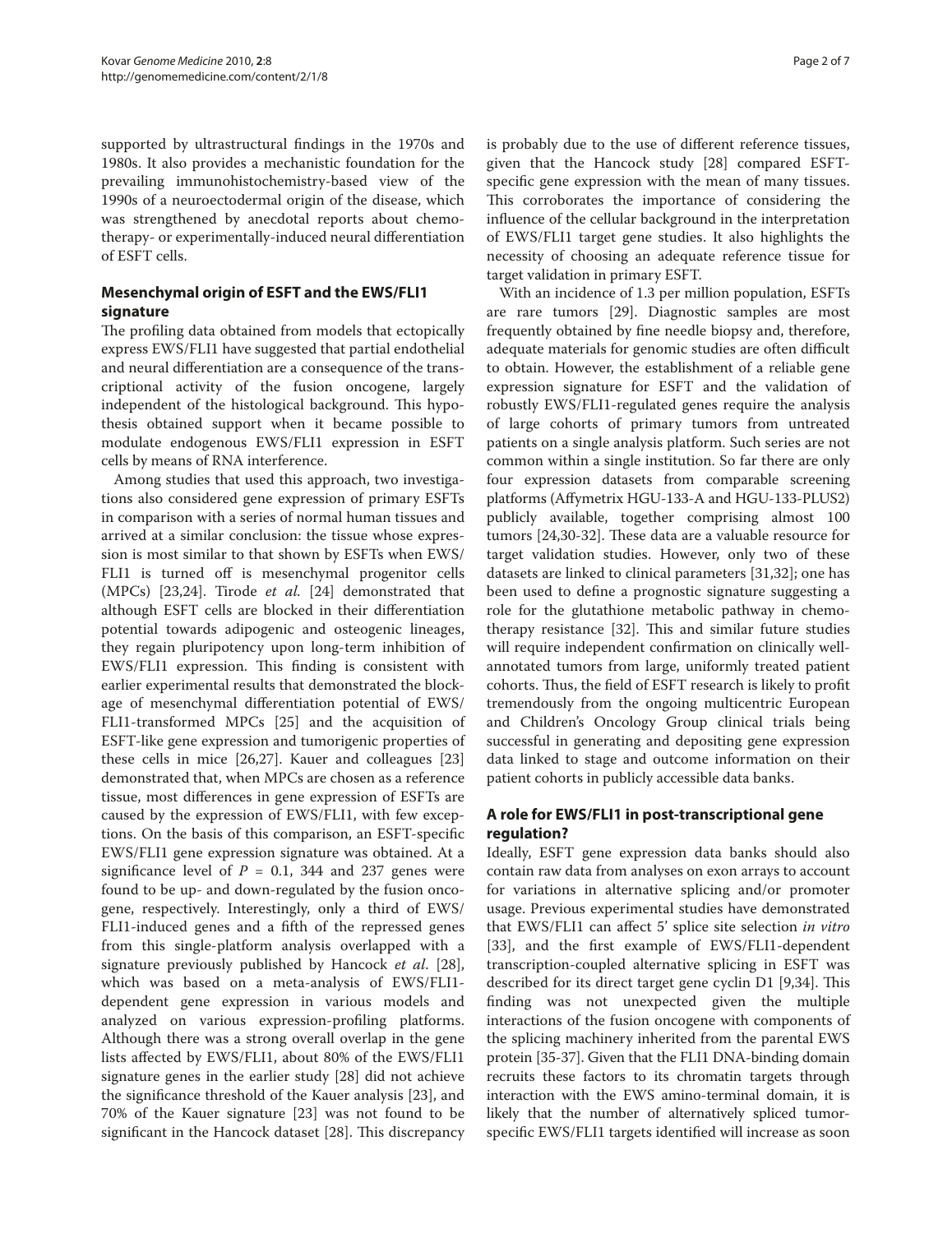supported by ultrastructural findings in the 1970s and 1980s. It also provides a mechanistic foundation for the prevailing immunohistochemistry-based view of the 1990s of a neuroectodermal origin of the disease, which was strengthened by anecdotal reports about chemotherapy- or experimentally-induced neural differentiation of ESFT cells.

## Mesenchymal origin of ESFT and the EWS/FLI1 signature

The profiling data obtained from models that ectopically express EWS/FLI1 have suggested that partial endothelial and neural differentiation are a consequence of the transcriptional activity of the fusion oncogene, largely independent of the histological background. This hypothesis obtained support when it became possible to modulate endogenous EWS/FLI1 expression in ESFT cells by means of RNA interference.

Among studies that used this approach, two investigations also considered gene expression of primary ESFTs in comparison with a series of normal human tissues and arrived at a similar conclusion: the tissue whose expression is most similar to that shown by ESFTs when EWS/FLI1 is turned off is mesenchymal progenitor cells (MPCs) [23,24]. Tirode *et al.* [24] demonstrated that although ESFT cells are blocked in their differentiation potential towards adipogenic and osteogenic lineages, they regain pluripotency upon long-term inhibition of EWS/FLI1 expression. This finding is consistent with earlier experimental results that demonstrated the blockage of mesenchymal differentiation potential of EWS/FLI1-transformed MPCs [25] and the acquisition of ESFT-like gene expression and tumorigenic properties of these cells in mice [26,27]. Kauer and colleagues [23] demonstrated that, when MPCs are chosen as a reference tissue, most differences in gene expression of ESFTs are caused by the expression of EWS/FLI1, with few exceptions. On the basis of this comparison, an ESFT-specific EWS/FLI1 gene expression signature was obtained. At a significance level of $P = 0.1$, 344 and 237 genes were found to be up- and down-regulated by the fusion oncogene, respectively. Interestingly, only a third of EWS/FLI1-induced genes and a fifth of the repressed genes from this single-platform analysis overlapped with a signature previously published by Hancock *et al.* [28], which was based on a meta-analysis of EWS/FLI1-dependent gene expression in various models and analyzed on various expression-profiling platforms. Although there was a strong overall overlap in the gene lists affected by EWS/FLI1, about 80% of the EWS/FLI1 signature genes in the earlier study [28] did not achieve the significance threshold of the Kauer analysis [23], and 70% of the Kauer signature [23] was not found to be significant in the Hancock dataset [28]. This discrepancy is probably due to the use of different reference tissues, given that the Hancock study [28] compared ESFT-specific gene expression with the mean of many tissues. This corroborates the importance of considering the influence of the cellular background in the interpretation of EWS/FLI1 target gene studies. It also highlights the necessity of choosing an adequate reference tissue for target validation in primary ESFT.

With an incidence of 1.3 per million population, ESFTs are rare tumors [29]. Diagnostic samples are most frequently obtained by fine needle biopsy and, therefore, adequate materials for genomic studies are often difficult to obtain. However, the establishment of a reliable gene expression signature for ESFT and the validation of robustly EWS/FLI1-regulated genes require the analysis of large cohorts of primary tumors from untreated patients on a single analysis platform. Such series are not common within a single institution. So far there are only four expression datasets from comparable screening platforms (Affymetrix HGU-133-A and HGU-133-PLUS2) publicly available, together comprising almost 100 tumors [24,30-32]. These data are a valuable resource for target validation studies. However, only two of these datasets are linked to clinical parameters [31,32]; one has been used to define a prognostic signature suggesting a role for the glutathione metabolic pathway in chemotherapy resistance [32]. This and similar future studies will require independent confirmation on clinically well-annotated tumors from large, uniformly treated patient cohorts. Thus, the field of ESFT research is likely to profit tremendously from the ongoing multicentric European and Children's Oncology Group clinical trials being successful in generating and depositing gene expression data linked to stage and outcome information on their patient cohorts in publicly accessible data banks.

## A role for EWS/FLI1 in post-transcriptional gene regulation?

Ideally, ESFT gene expression data banks should also contain raw data from analyses on exon arrays to account for variations in alternative splicing and/or promoter usage. Previous experimental studies have demonstrated that EWS/FLI1 can affect 5' splice site selection *in vitro* [33], and the first example of EWS/FLI1-dependent transcription-coupled alternative splicing in ESFT was described for its direct target gene cyclin D1 [9,34]. This finding was not unexpected given the multiple interactions of the fusion oncogene with components of the splicing machinery inherited from the parental EWS protein [35-37]. Given that the FLI1 DNA-binding domain recruits these factors to its chromatin targets through interaction with the EWS amino-terminal domain, it is likely that the number of alternatively spliced tumor-specific EWS/FLI1 targets identified will increase as soon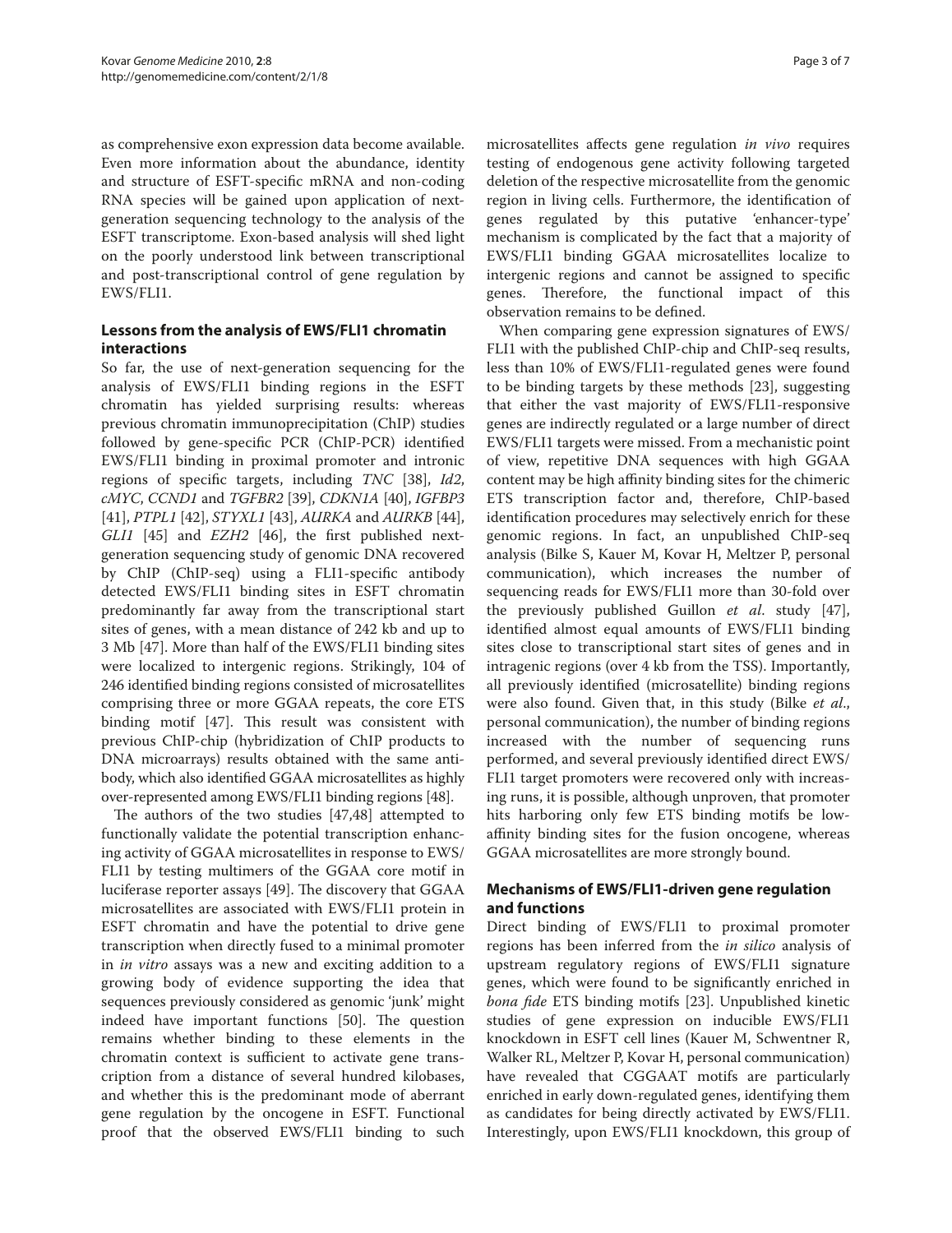as comprehensive exon expression data become available. Even more information about the abundance, identity and structure of ESFT-specific mRNA and non-coding RNA species will be gained upon application of next-generation sequencing technology to the analysis of the ESFT transcriptome. Exon-based analysis will shed light on the poorly understood link between transcriptional and post-transcriptional control of gene regulation by EWS/FLI1.

## Lessons from the analysis of EWS/FLI1 chromatin interactions

So far, the use of next-generation sequencing for the analysis of EWS/FLI1 binding regions in the ESFT chromatin has yielded surprising results: whereas previous chromatin immunoprecipitation (ChIP) studies followed by gene-specific PCR (ChIP-PCR) identified EWS/FLI1 binding in proximal promoter and intronic regions of specific targets, including *TNC* [38], *Id2*, *cMYC*, *CCND1* and *TGFBR2* [39], *CDKN1A* [40], *IGFBP3* [41], *PTPL1* [42], *STYXL1* [43], *AURKA* and *AURKB* [44], *GLI1* [45] and *EZH2* [46], the first published next-generation sequencing study of genomic DNA recovered by ChIP (ChIP-seq) using a FLI1-specific antibody detected EWS/FLI1 binding sites in ESFT chromatin predominantly far away from the transcriptional start sites of genes, with a mean distance of 242 kb and up to 3 Mb [47]. More than half of the EWS/FLI1 binding sites were localized to intergenic regions. Strikingly, 104 of 246 identified binding regions consisted of microsatellites comprising three or more GGAA repeats, the core ETS binding motif [47]. This result was consistent with previous ChIP-chip (hybridization of ChIP products to DNA microarrays) results obtained with the same antibody, which also identified GGAA microsatellites as highly over-represented among EWS/FLI1 binding regions [48].

The authors of the two studies [47,48] attempted to functionally validate the potential transcription enhancing activity of GGAA microsatellites in response to EWS/FLI1 by testing multimers of the GGAA core motif in luciferase reporter assays [49]. The discovery that GGAA microsatellites are associated with EWS/FLI1 protein in ESFT chromatin and have the potential to drive gene transcription when directly fused to a minimal promoter in *in vitro* assays was a new and exciting addition to a growing body of evidence supporting the idea that sequences previously considered as genomic 'junk' might indeed have important functions [50]. The question remains whether binding to these elements in the chromatin context is sufficient to activate gene transcription from a distance of several hundred kilobases, and whether this is the predominant mode of aberrant gene regulation by the oncogene in ESFT. Functional proof that the observed EWS/FLI1 binding to such microsatellites affects gene regulation *in vivo* requires testing of endogenous gene activity following targeted deletion of the respective microsatellite from the genomic region in living cells. Furthermore, the identification of genes regulated by this putative 'enhancer-type' mechanism is complicated by the fact that a majority of EWS/FLI1 binding GGAA microsatellites localize to intergenic regions and cannot be assigned to specific genes. Therefore, the functional impact of this observation remains to be defined.

When comparing gene expression signatures of EWS/FLI1 with the published ChIP-chip and ChIP-seq results, less than 10% of EWS/FLI1-regulated genes were found to be binding targets by these methods [23], suggesting that either the vast majority of EWS/FLI1-responsive genes are indirectly regulated or a large number of direct EWS/FLI1 targets were missed. From a mechanistic point of view, repetitive DNA sequences with high GGAA content may be high affinity binding sites for the chimeric ETS transcription factor and, therefore, ChIP-based identification procedures may selectively enrich for these genomic regions. In fact, an unpublished ChIP-seq analysis (Bilke S, Kauer M, Kovar H, Meltzer P, personal communication), which increases the number of sequencing reads for EWS/FLI1 more than 30-fold over the previously published Guillon *et al*. study [47], identified almost equal amounts of EWS/FLI1 binding sites close to transcriptional start sites of genes and in intragenic regions (over 4 kb from the TSS). Importantly, all previously identified (microsatellite) binding regions were also found. Given that, in this study (Bilke *et al*., personal communication), the number of binding regions increased with the number of sequencing runs performed, and several previously identified direct EWS/FLI1 target promoters were recovered only with increasing runs, it is possible, although unproven, that promoter hits harboring only few ETS binding motifs be low-affinity binding sites for the fusion oncogene, whereas GGAA microsatellites are more strongly bound.

## Mechanisms of EWS/FLI1-driven gene regulation and functions

Direct binding of EWS/FLI1 to proximal promoter regions has been inferred from the *in silico* analysis of upstream regulatory regions of EWS/FLI1 signature genes, which were found to be significantly enriched in *bona fide* ETS binding motifs [23]. Unpublished kinetic studies of gene expression on inducible EWS/FLI1 knockdown in ESFT cell lines (Kauer M, Schwentner R, Walker RL, Meltzer P, Kovar H, personal communication) have revealed that CGGAAT motifs are particularly enriched in early down-regulated genes, identifying them as candidates for being directly activated by EWS/FLI1. Interestingly, upon EWS/FLI1 knockdown, this group of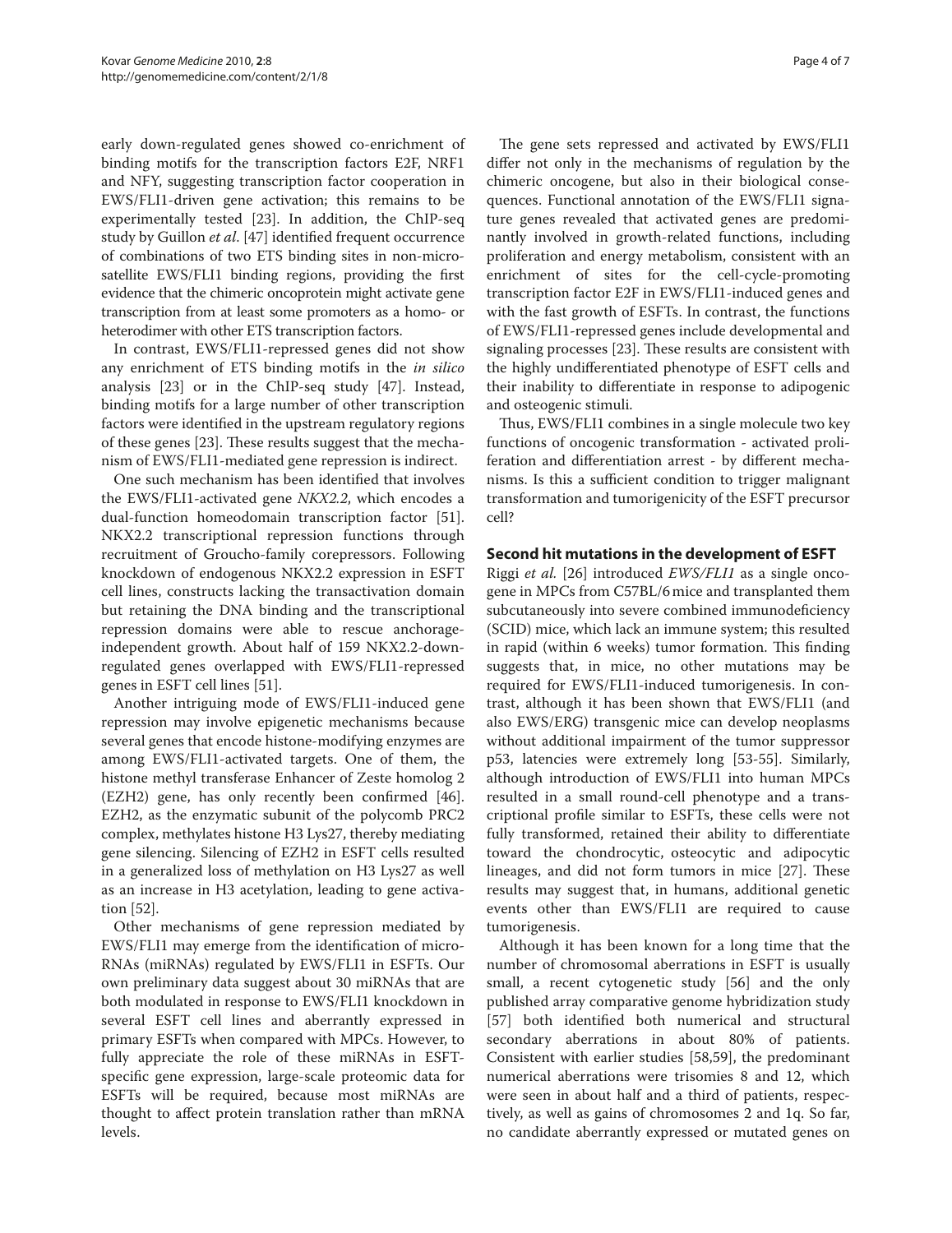early down-regulated genes showed co-enrichment of binding motifs for the transcription factors E2F, NRF1 and NFY, suggesting transcription factor cooperation in EWS/FLI1-driven gene activation; this remains to be experimentally tested [23]. In addition, the ChIP-seq study by Guillon *et al*. [47] identified frequent occurrence of combinations of two ETS binding sites in non-microsatellite EWS/FLI1 binding regions, providing the first evidence that the chimeric oncoprotein might activate gene transcription from at least some promoters as a homo- or heterodimer with other ETS transcription factors.

In contrast, EWS/FLI1-repressed genes did not show any enrichment of ETS binding motifs in the *in silico* analysis [23] or in the ChIP-seq study [47]. Instead, binding motifs for a large number of other transcription factors were identified in the upstream regulatory regions of these genes [23]. These results suggest that the mechanism of EWS/FLI1-mediated gene repression is indirect.

One such mechanism has been identified that involves the EWS/FLI1-activated gene *NKX2.2*, which encodes a dual-function homeodomain transcription factor [51]. NKX2.2 transcriptional repression functions through recruitment of Groucho-family corepressors. Following knockdown of endogenous NKX2.2 expression in ESFT cell lines, constructs lacking the transactivation domain but retaining the DNA binding and the transcriptional repression domains were able to rescue anchorage-independent growth. About half of 159 NKX2.2-down-regulated genes overlapped with EWS/FLI1-repressed genes in ESFT cell lines [51].

Another intriguing mode of EWS/FLI1-induced gene repression may involve epigenetic mechanisms because several genes that encode histone-modifying enzymes are among EWS/FLI1-activated targets. One of them, the histone methyl transferase Enhancer of Zeste homolog 2 (EZH2) gene, has only recently been confirmed [46]. EZH2, as the enzymatic subunit of the polycomb PRC2 complex, methylates histone H3 Lys27, thereby mediating gene silencing. Silencing of EZH2 in ESFT cells resulted in a generalized loss of methylation on H3 Lys27 as well as an increase in H3 acetylation, leading to gene activation [52].

Other mechanisms of gene repression mediated by EWS/FLI1 may emerge from the identification of microRNAs (miRNAs) regulated by EWS/FLI1 in ESFTs. Our own preliminary data suggest about 30 miRNAs that are both modulated in response to EWS/FLI1 knockdown in several ESFT cell lines and aberrantly expressed in primary ESFTs when compared with MPCs. However, to fully appreciate the role of these miRNAs in ESFT-specific gene expression, large-scale proteomic data for ESFTs will be required, because most miRNAs are thought to affect protein translation rather than mRNA levels.

The gene sets repressed and activated by EWS/FLI1 differ not only in the mechanisms of regulation by the chimeric oncogene, but also in their biological consequences. Functional annotation of the EWS/FLI1 signature genes revealed that activated genes are predominantly involved in growth-related functions, including proliferation and energy metabolism, consistent with an enrichment of sites for the cell-cycle-promoting transcription factor E2F in EWS/FLI1-induced genes and with the fast growth of ESFTs. In contrast, the functions of EWS/FLI1-repressed genes include developmental and signaling processes [23]. These results are consistent with the highly undifferentiated phenotype of ESFT cells and their inability to differentiate in response to adipogenic and osteogenic stimuli.

Thus, EWS/FLI1 combines in a single molecule two key functions of oncogenic transformation - activated proliferation and differentiation arrest - by different mechanisms. Is this a sufficient condition to trigger malignant transformation and tumorigenicity of the ESFT precursor cell?

## Second hit mutations in the development of ESFT

Riggi *et al.* [26] introduced *EWS/FLI1* as a single oncogene in MPCs from C57BL/6 mice and transplanted them subcutaneously into severe combined immunodeficiency (SCID) mice, which lack an immune system; this resulted in rapid (within 6 weeks) tumor formation. This finding suggests that, in mice, no other mutations may be required for EWS/FLI1-induced tumorigenesis. In contrast, although it has been shown that EWS/FLI1 (and also EWS/ERG) transgenic mice can develop neoplasms without additional impairment of the tumor suppressor p53, latencies were extremely long [53-55]. Similarly, although introduction of EWS/FLI1 into human MPCs resulted in a small round-cell phenotype and a transcriptional profile similar to ESFTs, these cells were not fully transformed, retained their ability to differentiate toward the chondrocytic, osteocytic and adipocytic lineages, and did not form tumors in mice [27]. These results may suggest that, in humans, additional genetic events other than EWS/FLI1 are required to cause tumorigenesis.

Although it has been known for a long time that the number of chromosomal aberrations in ESFT is usually small, a recent cytogenetic study [56] and the only published array comparative genome hybridization study [57] both identified both numerical and structural secondary aberrations in about 80% of patients. Consistent with earlier studies [58,59], the predominant numerical aberrations were trisomies 8 and 12, which were seen in about half and a third of patients, respectively, as well as gains of chromosomes 2 and 1q. So far, no candidate aberrantly expressed or mutated genes on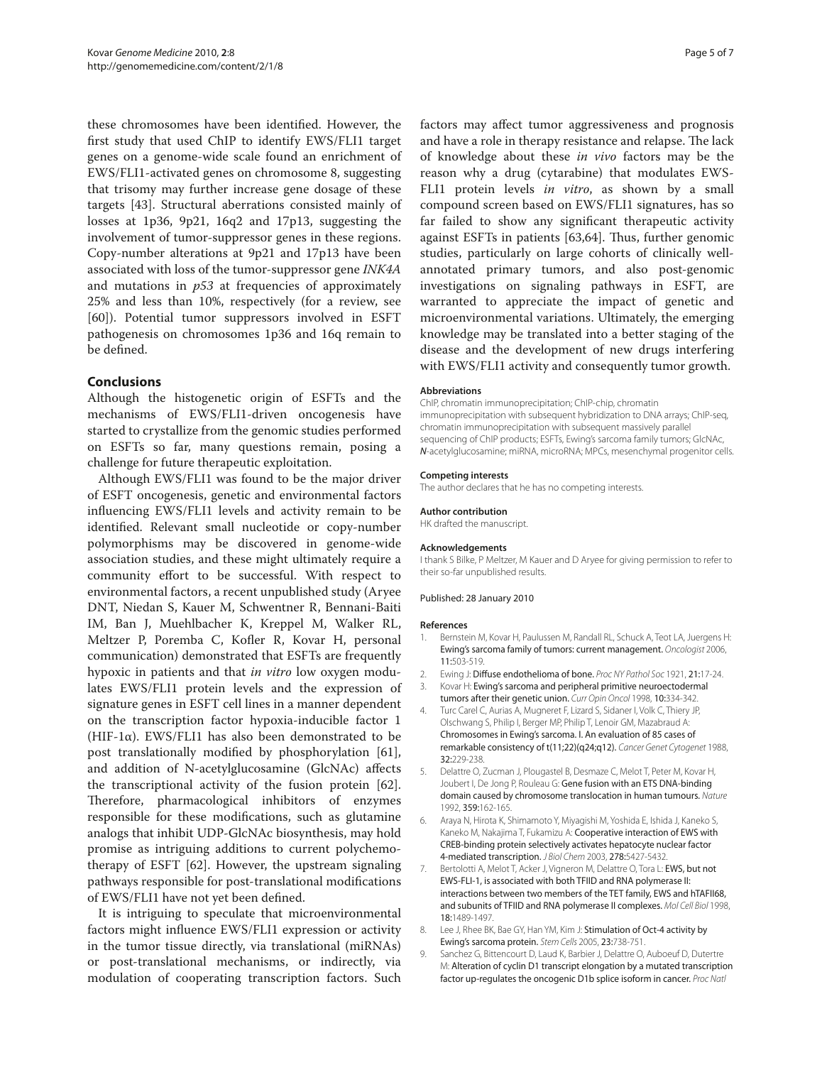these chromosomes have been identified. However, the first study that used ChIP to identify EWS/FLI1 target genes on a genome-wide scale found an enrichment of EWS/FLI1-activated genes on chromosome 8, suggesting that trisomy may further increase gene dosage of these targets [43]. Structural aberrations consisted mainly of losses at 1p36, 9p21, 16q2 and 17p13, suggesting the involvement of tumor-suppressor genes in these regions. Copy-number alterations at 9p21 and 17p13 have been associated with loss of the tumor-suppressor gene *INK4A* and mutations in *p53* at frequencies of approximately 25% and less than 10%, respectively (for a review, see [60]). Potential tumor suppressors involved in ESFT pathogenesis on chromosomes 1p36 and 16q remain to be defined.

## Conclusions

Although the histogenetic origin of ESFTs and the mechanisms of EWS/FLI1-driven oncogenesis have started to crystallize from the genomic studies performed on ESFTs so far, many questions remain, posing a challenge for future therapeutic exploitation.

Although EWS/FLI1 was found to be the major driver of ESFT oncogenesis, genetic and environmental factors influencing EWS/FLI1 levels and activity remain to be identified. Relevant small nucleotide or copy-number polymorphisms may be discovered in genome-wide association studies, and these might ultimately require a community effort to be successful. With respect to environmental factors, a recent unpublished study (Aryee DNT, Niedan S, Kauer M, Schwentner R, Bennani-Baiti IM, Ban J, Muehlbacher K, Kreppel M, Walker RL, Meltzer P, Poremba C, Kofler R, Kovar H, personal communication) demonstrated that ESFTs are frequently hypoxic in patients and that *in vitro* low oxygen modulates EWS/FLI1 protein levels and the expression of signature genes in ESFT cell lines in a manner dependent on the transcription factor hypoxia-inducible factor 1 (HIF-1α). EWS/FLI1 has also been demonstrated to be post translationally modified by phosphorylation [61], and addition of N-acetylglucosamine (GlcNAc) affects the transcriptional activity of the fusion protein [62]. Therefore, pharmacological inhibitors of enzymes responsible for these modifications, such as glutamine analogs that inhibit UDP-GlcNAc biosynthesis, may hold promise as intriguing additions to current polychemotherapy of ESFT [62]. However, the upstream signaling pathways responsible for post-translational modifications of EWS/FLI1 have not yet been defined.

It is intriguing to speculate that microenvironmental factors might influence EWS/FLI1 expression or activity in the tumor tissue directly, via translational (miRNAs) or post-translational mechanisms, or indirectly, via modulation of cooperating transcription factors. Such factors may affect tumor aggressiveness and prognosis and have a role in therapy resistance and relapse. The lack of knowledge about these *in vivo* factors may be the reason why a drug (cytarabine) that modulates EWS-FLI1 protein levels *in vitro*, as shown by a small compound screen based on EWS/FLI1 signatures, has so far failed to show any significant therapeutic activity against ESFTs in patients [63,64]. Thus, further genomic studies, particularly on large cohorts of clinically well-annotated primary tumors, and also post-genomic investigations on signaling pathways in ESFT, are warranted to appreciate the impact of genetic and microenvironmental variations. Ultimately, the emerging knowledge may be translated into a better staging of the disease and the development of new drugs interfering with EWS/FLI1 activity and consequently tumor growth.

#### Abbreviations

ChIP, chromatin immunoprecipitation; ChIP-chip, chromatin immunoprecipitation with subsequent hybridization to DNA arrays; ChIP-seq, chromatin immunoprecipitation with subsequent massively parallel sequencing of ChIP products; ESFTs, Ewing's sarcoma family tumors; GlcNAc, *N*-acetylglucosamine; miRNA, microRNA; MPCs, mesenchymal progenitor cells.

#### Competing interests

The author declares that he has no competing interests.

#### Author contribution

HK drafted the manuscript.

#### Acknowledgements

I thank S Bilke, P Meltzer, M Kauer and D Aryee for giving permission to refer to their so-far unpublished results.

Published: 28 January 2010

#### References

1. Bernstein M, Kovar H, Paulussen M, Randall RL, Schuck A, Teot LA, Juergens H: Ewing's sarcoma family of tumors: current management. *Oncologist* 2006, **11**:503-519.
2. Ewing J: Diffuse endothelioma of bone. *Proc NY Pathol Soc* 1921, **21**:17-24.
3. Kovar H: Ewing's sarcoma and peripheral primitive neuroectodermal tumors after their genetic union. *Curr Opin Oncol* 1998, **10**:334-342.
4. Turc Carel C, Aurias A, Mugneret F, Lizard S, Sidaner I, Volk C, Thiery JP, Olschwang S, Philip I, Berger MP, Philip T, Lenoir GM, Mazabraud A: Chromosomes in Ewing's sarcoma. I. An evaluation of 85 cases of remarkable consistency of t(11;22)(q24;q12). *Cancer Genet Cytogenet* 1988, **32**:229-238.
5. Delattre O, Zucman J, Plougastel B, Desmaze C, Melot T, Peter M, Kovar H, Joubert I, De Jong P, Rouleau G: Gene fusion with an ETS DNA-binding domain caused by chromosome translocation in human tumours. *Nature* 1992, **359**:162-165.
6. Araya N, Hirota K, Shimamoto Y, Miyagishi M, Yoshida E, Ishida J, Kaneko S, Kaneko M, Nakajima T, Fukamizu A: Cooperative interaction of EWS with CREB-binding protein selectively activates hepatocyte nuclear factor 4-mediated transcription. *J Biol Chem* 2003, **278**:5427-5432.
7. Bertolotti A, Melot T, Acker J, Vigneron M, Delattre O, Tora L: EWS, but not EWS-FLI-1, is associated with both TFIID and RNA polymerase II: interactions between two members of the TET family, EWS and hTAFII68, and subunits of TFIID and RNA polymerase II complexes. *Mol Cell Biol* 1998, **18**:1489-1497.
8. Lee J, Rhee BK, Bae GY, Han YM, Kim J: Stimulation of Oct-4 activity by Ewing's sarcoma protein. *Stem Cells* 2005, **23**:738-751.
9. Sanchez G, Bittencourt D, Laud K, Barbier J, Delattre O, Auboeuf D, Dutertre M: Alteration of cyclin D1 transcript elongation by a mutated transcription factor up-regulates the oncogenic D1b splice isoform in cancer. *Proc Natl*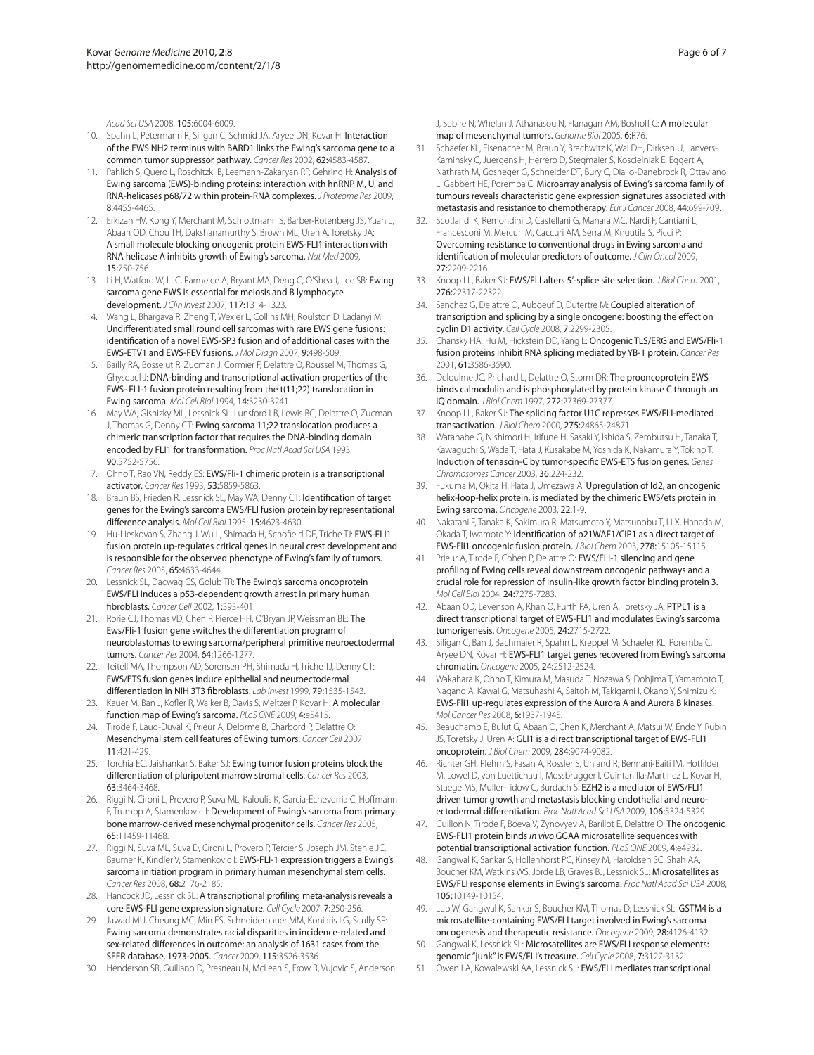*Acad Sci USA* 2008, **105:**6004-6009.

10. Spahn L, Petermann R, Siligan C, Schmid JA, Aryee DN, Kovar H: **Interaction of the EWS NH2 terminus with BARD1 links the Ewing's sarcoma gene to a common tumor suppressor pathway.** *Cancer Res* 2002, **62:**4583-4587.
11. Pahlich S, Quero L, Roschitzki B, Leemann-Zakaryan RP, Gehring H: **Analysis of Ewing sarcoma (EWS)-binding proteins: interaction with hnRNP M, U, and RNA-helicases p68/72 within protein-RNA complexes.** *J Proteome Res* 2009, **8:**4455-4465.
12. Erkizan HV, Kong Y, Merchant M, Schlottmann S, Barber-Rotenberg JS, Yuan L, Abaan OD, Chou TH, Dakshanamurthy S, Brown ML, Uren A, Toretsky JA: **A small molecule blocking oncogenic protein EWS-FLI1 interaction with RNA helicase A inhibits growth of Ewing's sarcoma.** *Nat Med* 2009, **15:**750-756.
13. Li H, Watford W, Li C, Parmelee A, Bryant MA, Deng C, O'Shea J, Lee SB: **Ewing sarcoma gene EWS is essential for meiosis and B lymphocyte development.** *J Clin Invest* 2007, **117:**1314-1323.
14. Wang L, Bhargava R, Zheng T, Wexler L, Collins MH, Roulston D, Ladanyi M: **Undifferentiated small round cell sarcomas with rare EWS gene fusions: identification of a novel EWS-SP3 fusion and of additional cases with the EWS-ETV1 and EWS-FEV fusions.** *J Mol Diagn* 2007, **9:**498-509.
15. Bailly RA, Bosselut R, Zucman J, Cormier F, Delattre O, Roussel M, Thomas G, Ghysdael J: **DNA-binding and transcriptional activation properties of the EWS- FLI-1 fusion protein resulting from the t(11;22) translocation in Ewing sarcoma.** *Mol Cell Biol* 1994, **14:**3230-3241.
16. May WA, Gishizky ML, Lessnick SL, Lunsford LB, Lewis BC, Delattre O, Zucman J, Thomas G, Denny CT: **Ewing sarcoma 11;22 translocation produces a chimeric transcription factor that requires the DNA-binding domain encoded by FLI1 for transformation.** *Proc Natl Acad Sci USA* 1993, **90:**5752-5756.
17. Ohno T, Rao VN, Reddy ES: **EWS/Fli-1 chimeric protein is a transcriptional activator.** *Cancer Res* 1993, **53:**5859-5863.
18. Braun BS, Frieden R, Lessnick SL, May WA, Denny CT: **Identification of target genes for the Ewing's sarcoma EWS/FLI fusion protein by representational difference analysis.** *Mol Cell Biol* 1995, **15:**4623-4630.
19. Hu-Lieskovan S, Zhang J, Wu L, Shimada H, Schofield DE, Triche TJ: **EWS-FLI1 fusion protein up-regulates critical genes in neural crest development and is responsible for the observed phenotype of Ewing's family of tumors.** *Cancer Res* 2005, **65:**4633-4644.
20. Lessnick SL, Dacwag CS, Golub TR: **The Ewing's sarcoma oncoprotein EWS/FLI induces a p53-dependent growth arrest in primary human fibroblasts.** *Cancer Cell* 2002, **1:**393-401.
21. Rorie CJ, Thomas VD, Chen P, Pierce HH, O'Bryan JP, Weissman BE: **The Ews/Fli-1 fusion gene switches the differentiation program of neuroblastomas to ewing sarcoma/peripheral primitive neuroectodermal tumors.** *Cancer Res* 2004, **64:**1266-1277.
22. Teitell MA, Thompson AD, Sorensen PH, Shimada H, Triche TJ, Denny CT: **EWS/ETS fusion genes induce epithelial and neuroectodermal differentiation in NIH 3T3 fibroblasts.** *Lab Invest* 1999, **79:**1535-1543.
23. Kauer M, Ban J, Kofler R, Walker B, Davis S, Meltzer P, Kovar H: **A molecular function map of Ewing's sarcoma.** *PLoS ONE* 2009, **4:**e5415.
24. Tirode F, Laud-Duval K, Prieur A, Delorme B, Charbord P, Delattre O: **Mesenchymal stem cell features of Ewing tumors.** *Cancer Cell* 2007, **11:**421-429.
25. Torchia EC, Jaishankar S, Baker SJ: **Ewing tumor fusion proteins block the differentiation of pluripotent marrow stromal cells.** *Cancer Res* 2003, **63:**3464-3468.
26. Riggi N, Cironi L, Provero P, Suva ML, Kaloulis K, Garcia-Echeverria C, Hoffmann F, Trumpp A, Stamenkovic I: **Development of Ewing's sarcoma from primary bone marrow-derived mesenchymal progenitor cells.** *Cancer Res* 2005, **65:**11459-11468.
27. Riggi N, Suva ML, Suva D, Cironi L, Provero P, Tercier S, Joseph JM, Stehle JC, Baumer K, Kindler V, Stamenkovic I: **EWS-FLI-1 expression triggers a Ewing's sarcoma initiation program in primary human mesenchymal stem cells.** *Cancer Res* 2008, **68:**2176-2185.
28. Hancock JD, Lessnick SL: **A transcriptional profiling meta-analysis reveals a core EWS-FLI gene expression signature.** *Cell Cycle* 2007, **7:**250-256.
29. Jawad MU, Cheung MC, Min ES, Schneiderbauer MM, Koniaris LG, Scully SP: **Ewing sarcoma demonstrates racial disparities in incidence-related and sex-related differences in outcome: an analysis of 1631 cases from the SEER database, 1973-2005.** *Cancer* 2009, **115:**3526-3536.
30. Henderson SR, Guiliano D, Presneau N, McLean S, Frow R, Vujovic S, Anderson J, Sebire N, Whelan J, Athanasou N, Flanagan AM, Boshoff C: **A molecular map of mesenchymal tumors.** *Genome Biol* 2005, **6:**R76.
31. Schaefer KL, Eisenacher M, Braun Y, Brachwitz K, Wai DH, Dirksen U, Lanvers-Kaminsky C, Juergens H, Herrero D, Stegmaier S, Koscielniak E, Eggert A, Nathrath M, Gosheger G, Schneider DT, Bury C, Diallo-Danebrock R, Ottaviano L, Gabbert HE, Poremba C: **Microarray analysis of Ewing's sarcoma family of tumours reveals characteristic gene expression signatures associated with metastasis and resistance to chemotherapy.** *Eur J Cancer* 2008, **44:**699-709.
32. Scotlandi K, Remondini D, Castellani G, Manara MC, Nardi F, Cantiani L, Francesconi M, Mercuri M, Caccuri AM, Serra M, Knuutila S, Picci P: **Overcoming resistance to conventional drugs in Ewing sarcoma and identification of molecular predictors of outcome.** *J Clin Oncol* 2009, **27:**2209-2216.
33. Knoop LL, Baker SJ: **EWS/FLI alters 5'-splice site selection.** *J Biol Chem* 2001, **276:**22317-22322.
34. Sanchez G, Delattre O, Auboeuf D, Dutertre M: **Coupled alteration of transcription and splicing by a single oncogene: boosting the effect on cyclin D1 activity.** *Cell Cycle* 2008, **7:**2299-2305.
35. Chansky HA, Hu M, Hickstein DD, Yang L: **Oncogenic TLS/ERG and EWS/Fli-1 fusion proteins inhibit RNA splicing mediated by YB-1 protein.** *Cancer Res* 2001, **61:**3586-3590.
36. Deloulme JC, Prichard L, Delattre O, Storm DR: **The prooncoprotein EWS binds calmodulin and is phosphorylated by protein kinase C through an IQ domain.** *J Biol Chem* 1997, **272:**27369-27377.
37. Knoop LL, Baker SJ: **The splicing factor U1C represses EWS/FLI-mediated transactivation.** *J Biol Chem* 2000, **275:**24865-24871.
38. Watanabe G, Nishimori H, Irifune H, Sasaki Y, Ishida S, Zembutsu H, Tanaka T, Kawaguchi S, Wada T, Hata J, Kusakabe M, Yoshida K, Nakamura Y, Tokino T: **Induction of tenascin-C by tumor-specific EWS-ETS fusion genes.** *Genes Chromosomes Cancer* 2003, **36:**224-232.
39. Fukuma M, Okita H, Hata J, Umezawa A: **Upregulation of Id2, an oncogenic helix-loop-helix protein, is mediated by the chimeric EWS/ets protein in Ewing sarcoma.** *Oncogene* 2003, **22:**1-9.
40. Nakatani F, Tanaka K, Sakimura R, Matsumoto Y, Matsunobu T, Li X, Hanada M, Okada T, Iwamoto Y: **Identification of p21WAF1/CIP1 as a direct target of EWS-Fli1 oncogenic fusion protein.** *J Biol Chem* 2003, **278:**15105-15115.
41. Prieur A, Tirode F, Cohen P, Delattre O: **EWS/FLI-1 silencing and gene profiling of Ewing cells reveal downstream oncogenic pathways and a crucial role for repression of insulin-like growth factor binding protein 3.** *Mol Cell Biol* 2004, **24:**7275-7283.
42. Abaan OD, Levenson A, Khan O, Furth PA, Uren A, Toretsky JA: **PTPL1 is a direct transcriptional target of EWS-FLI1 and modulates Ewing's sarcoma tumorigenesis.** *Oncogene* 2005, **24:**2715-2722.
43. Siligan C, Ban J, Bachmaier R, Spahn L, Kreppel M, Schaefer KL, Poremba C, Aryee DN, Kovar H: **EWS-FLI1 target genes recovered from Ewing's sarcoma chromatin.** *Oncogene* 2005, **24:**2512-2524.
44. Wakahara K, Ohno T, Kimura M, Masuda T, Nozawa S, Dohjima T, Yamamoto T, Nagano A, Kawai G, Matsuhashi A, Saitoh M, Takigami I, Okano Y, Shimizu K: **EWS-Fli1 up-regulates expression of the Aurora A and Aurora B kinases.** *Mol Cancer Res* 2008, **6:**1937-1945.
45. Beauchamp E, Bulut G, Abaan O, Chen K, Merchant A, Matsui W, Endo Y, Rubin JS, Toretsky J, Uren A: **GLI1 is a direct transcriptional target of EWS-FLI1 oncoprotein.** *J Biol Chem* 2009, **284:**9074-9082.
46. Richter GH, Plehm S, Fasan A, Rossler S, Unland R, Bennani-Baiti IM, Hotfilder M, Lowel D, von Luettichau I, Mossbrugger I, Quintanilla-Martinez L, Kovar H, Staege MS, Muller-Tidow C, Burdach S: **EZH2 is a mediator of EWS/FLI1 driven tumor growth and metastasis blocking endothelial and neuro-ectodermal differentiation.** *Proc Natl Acad Sci USA* 2009, **106:**5324-5329.
47. Guillon N, Tirode F, Boeva V, Zynovyev A, Barillot E, Delattre O: **The oncogenic EWS-FLI1 protein binds *in vivo* GGAA microsatellite sequences with potential transcriptional activation function.** *PLoS ONE* 2009, **4:**e4932.
48. Gangwal K, Sankar S, Hollenhorst PC, Kinsey M, Haroldsen SC, Shah AA, Boucher KM, Watkins WS, Jorde LB, Graves BJ, Lessnick SL: **Microsatellites as EWS/FLI response elements in Ewing's sarcoma.** *Proc Natl Acad Sci USA* 2008, **105:**10149-10154.
49. Luo W, Gangwal K, Sankar S, Boucher KM, Thomas D, Lessnick SL: **GSTM4 is a microsatellite-containing EWS/FLI target involved in Ewing's sarcoma oncogenesis and therapeutic resistance.** *Oncogene* 2009, **28:**4126-4132.
50. Gangwal K, Lessnick SL: **Microsatellites are EWS/FLI response elements: genomic "junk" is EWS/FLI's treasure.** *Cell Cycle* 2008, **7:**3127-3132.
51. Owen LA, Kowalewski AA, Lessnick SL: **EWS/FLI mediates transcriptional**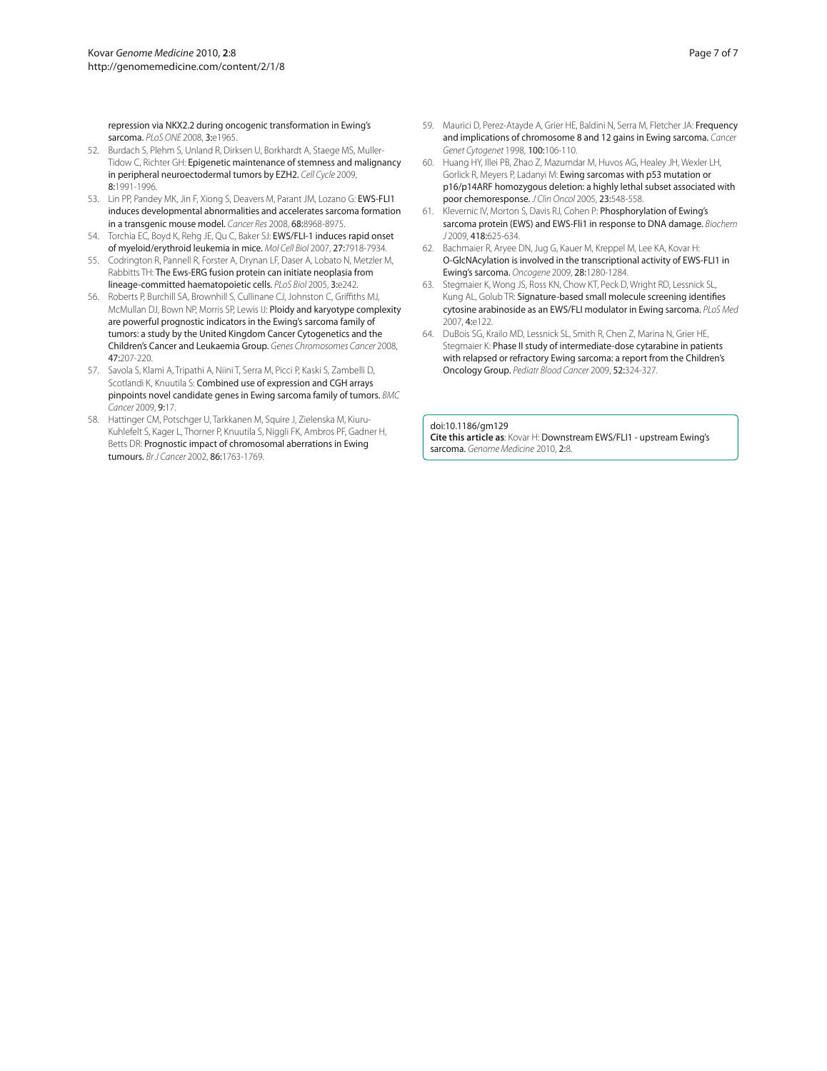repression via NKX2.2 during oncogenic transformation in Ewing's sarcoma. *PLoS ONE* 2008, **3**:e1965.

52. Burdach S, Plehm S, Unland R, Dirksen U, Borkhardt A, Staege MS, Muller-Tidow C, Richter GH: Epigenetic maintenance of stemness and malignancy in peripheral neuroectodermal tumors by EZH2. *Cell Cycle* 2009, **8**:1991-1996.
53. Lin PP, Pandey MK, Jin F, Xiong S, Deavers M, Parant JM, Lozano G: EWS-FLI1 induces developmental abnormalities and accelerates sarcoma formation in a transgenic mouse model. *Cancer Res* 2008, **68**:8968-8975.
54. Torchia EC, Boyd K, Rehg JE, Qu C, Baker SJ: EWS/FLI-1 induces rapid onset of myeloid/erythroid leukemia in mice. *Mol Cell Biol* 2007, **27**:7918-7934.
55. Codrington R, Pannell R, Forster A, Drynan LF, Daser A, Lobato N, Metzler M, Rabbitts TH: The Ews-ERG fusion protein can initiate neoplasia from lineage-committed haematopoietic cells. *PLoS Biol* 2005, **3**:e242.
56. Roberts P, Burchill SA, Brownhill S, Cullinane CJ, Johnston C, Griffiths MJ, McMullan DJ, Bown NP, Morris SP, Lewis IJ: Ploidy and karyotype complexity are powerful prognostic indicators in the Ewing's sarcoma family of tumors: a study by the United Kingdom Cancer Cytogenetics and the Children's Cancer and Leukaemia Group. *Genes Chromosomes Cancer* 2008, **47**:207-220.
57. Savola S, Klami A, Tripathi A, Niini T, Serra M, Picci P, Kaski S, Zambelli D, Scotlandi K, Knuutila S: Combined use of expression and CGH arrays pinpoints novel candidate genes in Ewing sarcoma family of tumors. *BMC Cancer* 2009, **9**:17.
58. Hattinger CM, Potschger U, Tarkkanen M, Squire J, Zielenska M, Kiuru-Kuhlefelt S, Kager L, Thorner P, Knuutila S, Niggli FK, Ambros PF, Gadner H, Betts DR: Prognostic impact of chromosomal aberrations in Ewing tumours. *Br J Cancer* 2002, **86**:1763-1769.
59. Maurici D, Perez-Atayde A, Grier HE, Baldini N, Serra M, Fletcher JA: Frequency and implications of chromosome 8 and 12 gains in Ewing sarcoma. *Cancer Genet Cytogenet* 1998, **100**:106-110.
60. Huang HY, Illei PB, Zhao Z, Mazumdar M, Huvos AG, Healey JH, Wexler LH, Gorlick R, Meyers P, Ladanyi M: Ewing sarcomas with p53 mutation or p16/p14ARF homozygous deletion: a highly lethal subset associated with poor chemoresponse. *J Clin Oncol* 2005, **23**:548-558.
61. Klevernic IV, Morton S, Davis RJ, Cohen P: Phosphorylation of Ewing's sarcoma protein (EWS) and EWS-Fli1 in response to DNA damage. *Biochem J* 2009, **418**:625-634.
62. Bachmaier R, Aryee DN, Jug G, Kauer M, Kreppel M, Lee KA, Kovar H: O-GlcNAcylation is involved in the transcriptional activity of EWS-FLI1 in Ewing's sarcoma. *Oncogene* 2009, **28**:1280-1284.
63. Stegmaier K, Wong JS, Ross KN, Chow KT, Peck D, Wright RD, Lessnick SL, Kung AL, Golub TR: Signature-based small molecule screening identifies cytosine arabinoside as an EWS/FLI modulator in Ewing sarcoma. *PLoS Med* 2007, **4**:e122.
64. DuBois SG, Krailo MD, Lessnick SL, Smith R, Chen Z, Marina N, Grier HE, Stegmaier K: Phase II study of intermediate-dose cytarabine in patients with relapsed or refractory Ewing sarcoma: a report from the Children's Oncology Group. *Pediatr Blood Cancer* 2009, **52**:324-327.

doi:10.1186/gm129
**Cite this article as**: Kovar H: Downstream EWS/FLI1 - upstream Ewing's sarcoma. *Genome Medicine* 2010, **2**:8.